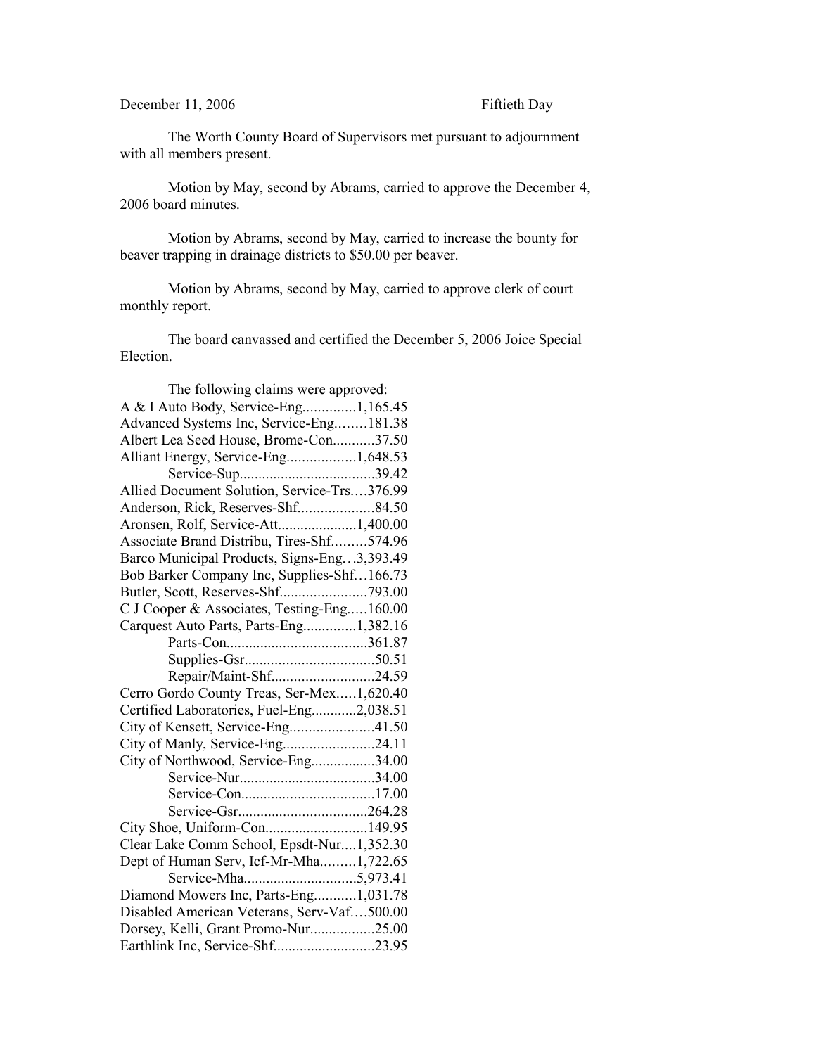December 11, 2006 Fiftieth Day

The Worth County Board of Supervisors met pursuant to adjournment with all members present.

Motion by May, second by Abrams, carried to approve the December 4, 2006 board minutes.

Motion by Abrams, second by May, carried to increase the bounty for beaver trapping in drainage districts to $50.00 per beaver.

Motion by Abrams, second by May, carried to approve clerk of court monthly report.

The board canvassed and certified the December 5, 2006 Joice Special Election.

The following claims were approved:

A & I Auto Body, Service-Eng..............1,165.45
Advanced Systems Inc, Service-Eng........181.38
Albert Lea Seed House, Brome-Con...........37.50
Alliant Energy, Service-Eng..................1,648.53
Service-Sup...................................39.42
Allied Document Solution, Service-Trs....376.99
Anderson, Rick, Reserves-Shf....................84.50
Aronsen, Rolf, Service-Att.....................1,400.00
Associate Brand Distribu, Tires-Shf.........574.96
Barco Municipal Products, Signs-Eng…3,393.49
Bob Barker Company Inc, Supplies-Shf…166.73
Butler, Scott, Reserves-Shf.......................793.00
C J Cooper & Associates, Testing-Eng.....160.00
Carquest Auto Parts, Parts-Eng..............1,382.16
Parts-Con.....................................361.87
Supplies-Gsr..................................50.51
Repair/Maint-Shf...........................24.59
Cerro Gordo County Treas, Ser-Mex.....1,620.40
Certified Laboratories, Fuel-Eng............2,038.51
City of Kensett, Service-Eng......................41.50
City of Manly, Service-Eng........................24.11
City of Northwood, Service-Eng.................34.00
Service-Nur...................................34.00
Service-Con...................................17.00
Service-Gsr..................................264.28
City Shoe, Uniform-Con...........................149.95
Clear Lake Comm School, Epsdt-Nur....1,352.30
Dept of Human Serv, Icf-Mr-Mha.........1,722.65
Service-Mha.............................5,973.41
Diamond Mowers Inc, Parts-Eng...........1,031.78
Disabled American Veterans, Serv-Vaf….500.00
Dorsey, Kelli, Grant Promo-Nur.................25.00
Earthlink Inc, Service-Shf..........................23.95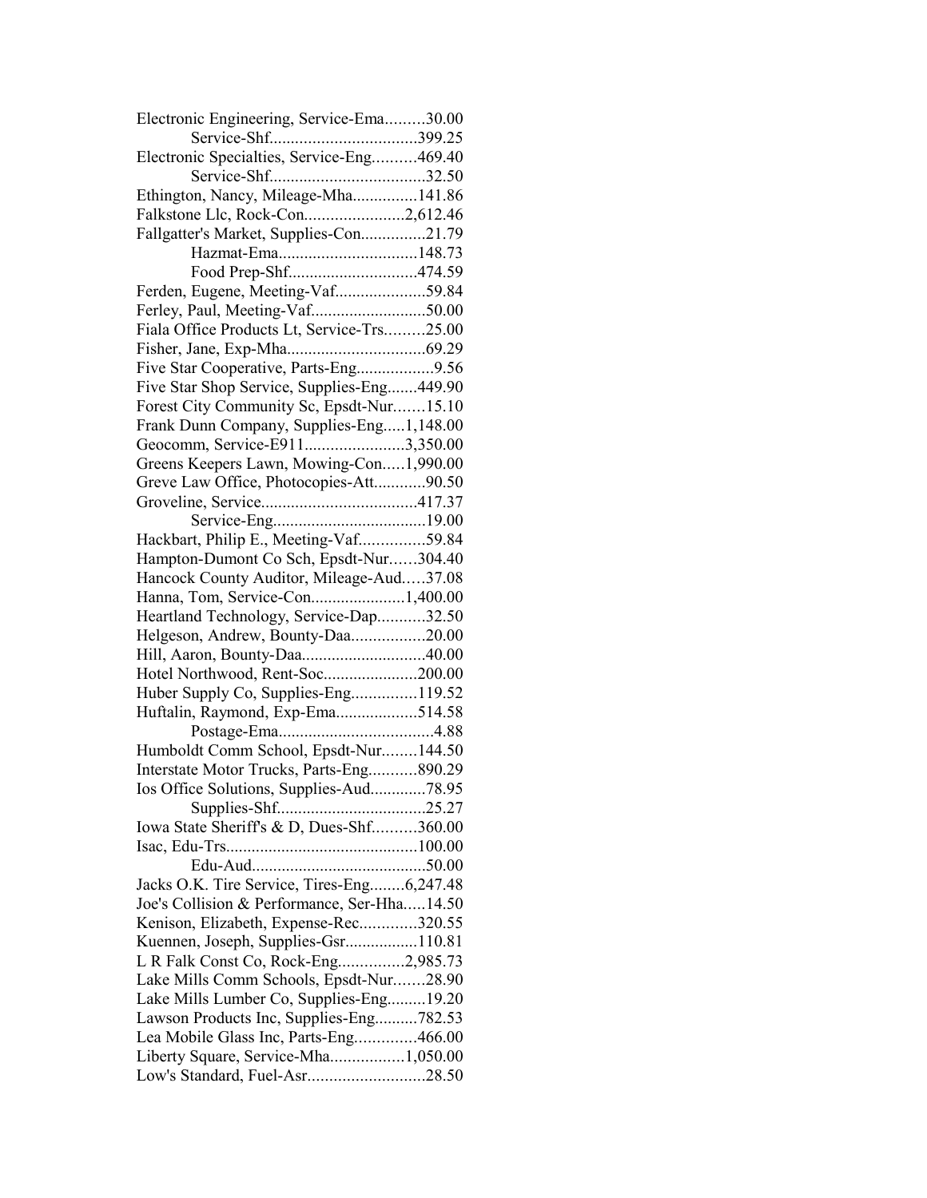Electronic Engineering, Service-Ema.........30.00
Service-Shf..................................399.25
Electronic Specialties, Service-Eng..........469.40
Service-Shf....................................32.50
Ethington, Nancy, Mileage-Mha...............141.86
Falkstone Llc, Rock-Con.......................2,612.46
Fallgatter's Market, Supplies-Con...............21.79
Hazmat-Ema................................148.73
Food Prep-Shf.............................474.59
Ferden, Eugene, Meeting-Vaf.....................59.84
Ferley, Paul, Meeting-Vaf..........................50.00
Fiala Office Products Lt, Service-Trs.........25.00
Fisher, Jane, Exp-Mha................................69.29
Five Star Cooperative, Parts-Eng..................9.56
Five Star Shop Service, Supplies-Eng.......449.90
Forest City Community Sc, Epsdt-Nur.......15.10
Frank Dunn Company, Supplies-Eng.....1,148.00
Geocomm, Service-E911.......................3,350.00
Greens Keepers Lawn, Mowing-Con.....1,990.00
Greve Law Office, Photocopies-Att............90.50
Groveline, Service....................................417.37
Service-Eng....................................19.00
Hackbart, Philip E., Meeting-Vaf...............59.84
Hampton-Dumont Co Sch, Epsdt-Nur......304.40
Hancock County Auditor, Mileage-Aud.....37.08
Hanna, Tom, Service-Con......................1,400.00
Heartland Technology, Service-Dap...........32.50
Helgeson, Andrew, Bounty-Daa.................20.00
Hill, Aaron, Bounty-Daa............................40.00
Hotel Northwood, Rent-Soc......................200.00
Huber Supply Co, Supplies-Eng...............119.52
Huftalin, Raymond, Exp-Ema...................514.58
Postage-Ema....................................4.88
Humboldt Comm School, Epsdt-Nur........144.50
Interstate Motor Trucks, Parts-Eng...........890.29
Ios Office Solutions, Supplies-Aud.............78.95
Supplies-Shf..................................25.27
Iowa State Sheriff's & D, Dues-Shf..........360.00
Isac, Edu-Trs............................................100.00
Edu-Aud.........................................50.00
Jacks O.K. Tire Service, Tires-Eng........6,247.48
Joe's Collision & Performance, Ser-Hha.....14.50
Kenison, Elizabeth, Expense-Rec.............320.55
Kuennen, Joseph, Supplies-Gsr.................110.81
L R Falk Const Co, Rock-Eng...............2,985.73
Lake Mills Comm Schools, Epsdt-Nur.......28.90
Lake Mills Lumber Co, Supplies-Eng.........19.20
Lawson Products Inc, Supplies-Eng..........782.53
Lea Mobile Glass Inc, Parts-Eng..............466.00
Liberty Square, Service-Mha.................1,050.00
Low's Standard, Fuel-Asr...........................28.50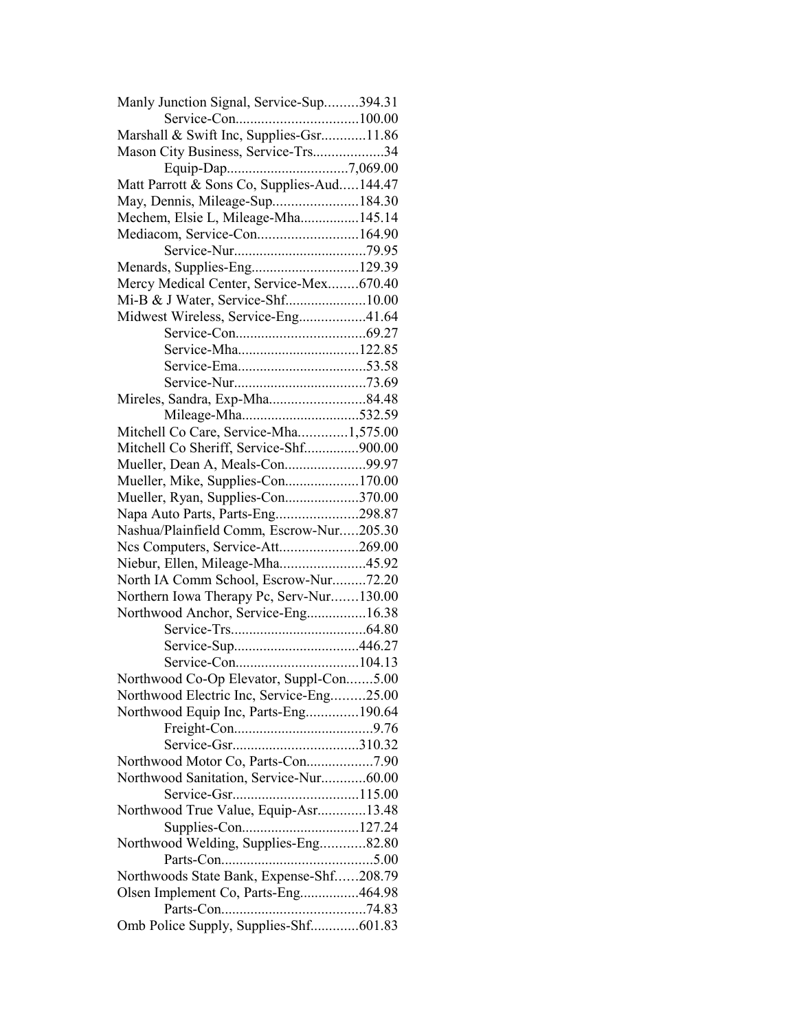Manly Junction Signal, Service-Sup.........394.31
Service-Con.................................100.00
Marshall & Swift Inc, Supplies-Gsr............11.86
Mason City Business, Service-Trs...................34
Equip-Dap................................7,069.00
Matt Parrott & Sons Co, Supplies-Aud.....144.47
May, Dennis, Mileage-Sup.......................184.30
Mechem, Elsie L, Mileage-Mha................145.14
Mediacom, Service-Con...........................164.90
Service-Nur....................................79.95
Menards, Supplies-Eng............................129.39
Mercy Medical Center, Service-Mex........670.40
Mi-B & J Water, Service-Shf......................10.00
Midwest Wireless, Service-Eng..................41.64
Service-Con...................................69.27
Service-Mha.................................122.85
Service-Ema...................................53.58
Service-Nur....................................73.69
Mireles, Sandra, Exp-Mha..........................84.48
Mileage-Mha................................532.59
Mitchell Co Care, Service-Mha.............1,575.00
Mitchell Co Sheriff, Service-Shf..............900.00
Mueller, Dean A, Meals-Con......................99.97
Mueller, Mike, Supplies-Con....................170.00
Mueller, Ryan, Supplies-Con....................370.00
Napa Auto Parts, Parts-Eng......................298.87
Nashua/Plainfield Comm, Escrow-Nur.....205.30
Ncs Computers, Service-Att.....................269.00
Niebur, Ellen, Mileage-Mha.......................45.92
North IA Comm School, Escrow-Nur.........72.20
Northern Iowa Therapy Pc, Serv-Nur.......130.00
Northwood Anchor, Service-Eng................16.38
Service-Trs....................................64.80
Service-Sup.................................446.27
Service-Con.................................104.13
Northwood Co-Op Elevator, Suppl-Con.......5.00
Northwood Electric Inc, Service-Eng.........25.00
Northwood Equip Inc, Parts-Eng..............190.64
Freight-Con.....................................9.76
Service-Gsr..................................310.32
Northwood Motor Co, Parts-Con..................7.90
Northwood Sanitation, Service-Nur............60.00
Service-Gsr..................................115.00
Northwood True Value, Equip-Asr.............13.48
Supplies-Con................................127.24
Northwood Welding, Supplies-Eng............82.80
Parts-Con.........................................5.00
Northwoods State Bank, Expense-Shf......208.79
Olsen Implement Co, Parts-Eng................464.98
Parts-Con.......................................74.83
Omb Police Supply, Supplies-Shf.............601.83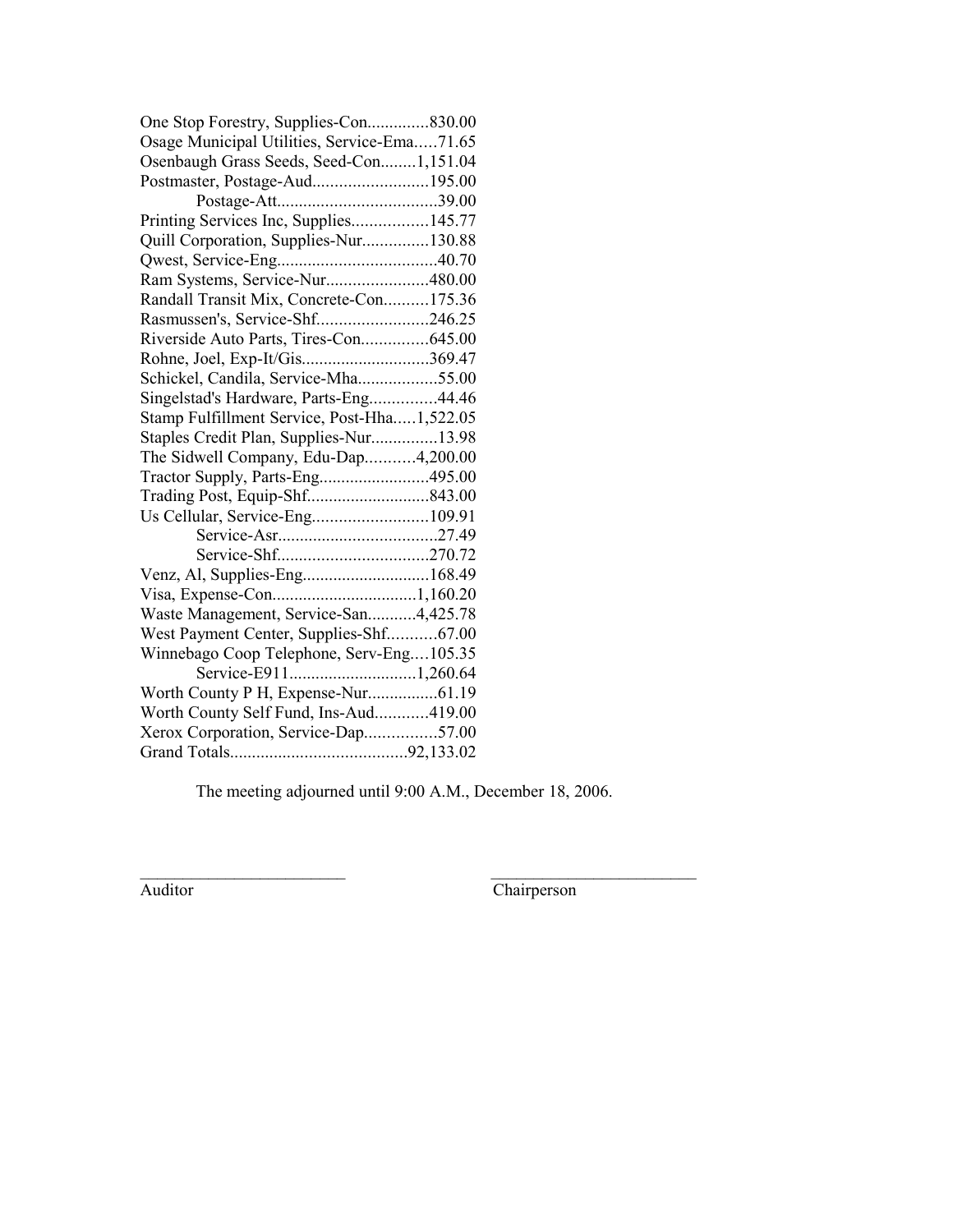One Stop Forestry, Supplies-Con..............830.00
Osage Municipal Utilities, Service-Ema.....71.65
Osenbaugh Grass Seeds, Seed-Con........1,151.04
Postmaster, Postage-Aud..........................195.00
Postage-Att....................................39.00
Printing Services Inc, Supplies.................145.77
Quill Corporation, Supplies-Nur...............130.88
Qwest, Service-Eng....................................40.70
Ram Systems, Service-Nur.......................480.00
Randall Transit Mix, Concrete-Con..........175.36
Rasmussen's, Service-Shf.........................246.25
Riverside Auto Parts, Tires-Con...............645.00
Rohne, Joel, Exp-It/Gis............................369.47
Schickel, Candila, Service-Mha..................55.00
Singelstad's Hardware, Parts-Eng...............44.46
Stamp Fulfillment Service, Post-Hha.....1,522.05
Staples Credit Plan, Supplies-Nur...............13.98
The Sidwell Company, Edu-Dap...........4,200.00
Tractor Supply, Parts-Eng.........................495.00
Trading Post, Equip-Shf............................843.00
Us Cellular, Service-Eng..........................109.91
Service-Asr....................................27.49
Service-Shf..................................270.72
Venz, Al, Supplies-Eng............................168.49
Visa, Expense-Con.................................1,160.20
Waste Management, Service-San...........4,425.78
West Payment Center, Supplies-Shf...........67.00
Winnebago Coop Telephone, Serv-Eng....105.35
Service-E911.............................1,260.64
Worth County P H, Expense-Nur................61.19
Worth County Self Fund, Ins-Aud............419.00
Xerox Corporation, Service-Dap................57.00
Grand Totals.......................................92,133.02

The meeting adjourned until 9:00 A.M., December 18, 2006.

________________________ ________________________
Auditor Chairperson